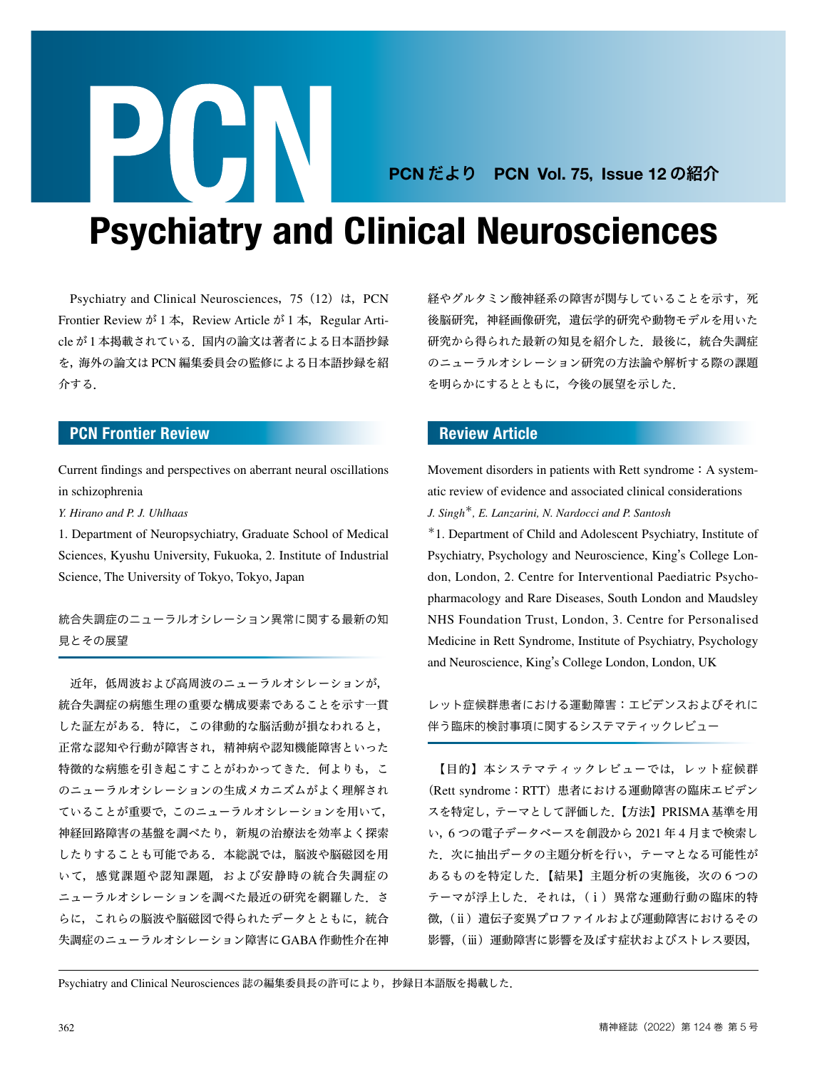# PCN

**PCN だより　PCN Vol. 75, Issue 12 の紹介**

# Psychiatry and Clinical Neurosciences

Psychiatry and Clinical Neurosciences, 75（12）は，PCN Frontier Review が 1 本，Review Article が 1 本，Regular Article が 1 本掲載されている．国内の論文は著者による日本語抄録を，海外の論文は PCN 編集委員会の監修による日本語抄録を紹介する．

## PCN Frontier Review

Current findings and perspectives on aberrant neural oscillations in schizophrenia

*Y. Hirano and P. J. Uhlhaas*

1. Department of Neuropsychiatry, Graduate School of Medical Sciences, Kyushu University, Fukuoka, 2. Institute of Industrial Science, The University of Tokyo, Tokyo, Japan

統合失調症のニューラルオシレーション異常に関する最新の知見とその展望

近年，低周波および高周波のニューラルオシレーションが，統合失調症の病態生理の重要な構成要素であることを示す一貫した証左がある．特に，この律動的な脳活動が損なわれると，正常な認知や行動が障害され，精神病や認知機能障害といった特徴的な病態を引き起こすことがわかってきた．何よりも，このニューラルオシレーションの生成メカニズムがよく理解されていることが重要で，このニューラルオシレーションを用いて，神経回路障害の基盤を調べたり，新規の治療法を効率よく探索したりすることも可能である．本総説では，脳波や脳磁図を用いて，感覚課題や認知課題，および安静時の統合失調症のニューラルオシレーションを調べた最近の研究を網羅した．さらに，これらの脳波や脳磁図で得られたデータとともに，統合失調症のニューラルオシレーション障害にGABA 作動性介在神経やグルタミン酸神経系の障害が関与していることを示す，死後脳研究，神経画像研究，遺伝学的研究や動物モデルを用いた研究から得られた最新の知見を紹介した．最後に，統合失調症のニューラルオシレーション研究の方法論や解析する際の課題を明らかにするとともに，今後の展望を示した．

## Review Article

Movement disorders in patients with Rett syndrome：A systematic review of evidence and associated clinical considerations

*J. Singh\*, E. Lanzarini, N. Nardocci and P. Santosh*

\*1. Department of Child and Adolescent Psychiatry, Institute of Psychiatry, Psychology and Neuroscience, King's College London, London, 2. Centre for Interventional Paediatric Psychopharmacology and Rare Diseases, South London and Maudsley NHS Foundation Trust, London, 3. Centre for Personalised Medicine in Rett Syndrome, Institute of Psychiatry, Psychology and Neuroscience, King's College London, London, UK

レット症候群患者における運動障害：エビデンスおよびそれに伴う臨床的検討事項に関するシステマティックレビュー

【目的】本システマティックレビューでは，レット症候群（Rett syndrome：RTT）患者における運動障害の臨床エビデンスを特定し，テーマとして評価した．【方法】PRISMA 基準を用い，6 つの電子データベースを創設から 2021 年 4 月まで検索した．次に抽出データの主題分析を行い，テーマとなる可能性があるものを特定した．【結果】主題分析の実施後，次の 6 つのテーマが浮上した．それは，（ⅰ）異常な運動行動の臨床的特徴，（ⅱ）遺伝子変異プロファイルおよび運動障害におけるその影響，（ⅲ）運動障害に影響を及ぼす症状およびストレス要因，

Psychiatry and Clinical Neurosciences 誌の編集委員長の許可により，抄録日本語版を掲載した．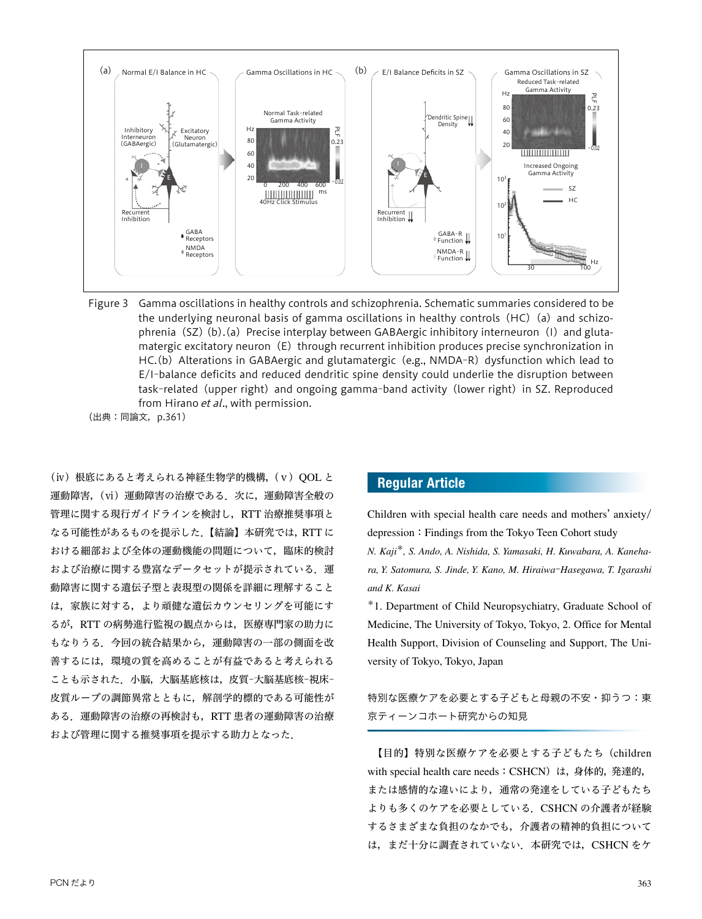Figure 3　Gamma oscillations in healthy controls and schizophrenia. Schematic summaries considered to be the underlying neuronal basis of gamma oscillations in healthy controls（HC）(a) and schizophrenia（SZ）(b).(a) Precise interplay between GABAergic inhibitory interneuron（I）and glutamatergic excitatory neuron（E）through recurrent inhibition produces precise synchronization in HC.(b) Alterations in GABAergic and glutamatergic（e.g., NMDA-R）dysfunction which lead to E/I-balance deficits and reduced dendritic spine density could underlie the disruption between task-related（upper right）and ongoing gamma-band activity（lower right）in SZ. Reproduced from Hirano *et al*., with permission.

（出典：同論文，p.361）

（iv）根底にあると考えられる神経生物学的機構，（v）QOL と運動障害，（vi）運動障害の治療である．次に，運動障害全般の管理に関する現行ガイドラインを検討し，RTT 治療推奨事項となる可能性があるものを提示した．【結論】本研究では，RTT における細部および全体の運動機能の問題について，臨床的検討および治療に関する豊富なデータセットが提示されている．運動障害に関する遺伝子型と表現型の関係を詳細に理解することは，家族に対する，より頑健な遺伝カウンセリングを可能にするが，RTT の病勢進行監視の観点からは，医療専門家の助力にもなりうる．今回の統合結果から，運動障害の一部の側面を改善するには，環境の質を高めることが有益であると考えられることも示された．小脳，大脳基底核は，皮質-大脳基底核-視床-皮質ループの調節異常とともに，解剖学的標的である可能性がある．運動障害の治療の再検討も，RTT 患者の運動障害の治療および管理に関する推奨事項を提示する助力となった．

## Regular Article

Children with special health care needs and mothers' anxiety/depression：Findings from the Tokyo Teen Cohort study

*N. Kaji\*, S. Ando, A. Nishida, S. Yamasaki, H. Kuwabara, A. Kanehara, Y. Satomura, S. Jinde, Y. Kano, M. Hiraiwa-Hasegawa, T. Igarashi and K. Kasai*

\*1. Department of Child Neuropsychiatry, Graduate School of Medicine, The University of Tokyo, Tokyo, 2. Office for Mental Health Support, Division of Counseling and Support, The University of Tokyo, Tokyo, Japan

特別な医療ケアを必要とする子どもと母親の不安・抑うつ：東京ティーンコホート研究からの知見

【目的】特別な医療ケアを必要とする子どもたち（children with special health care needs：CSHCN）は，身体的，発達的，または感情的な違いにより，通常の発達をしている子どもたちよりも多くのケアを必要としている．CSHCN の介護者が経験するさまざまな負担のなかでも，介護者の精神的負担については，まだ十分に調査されていない．本研究では，CSHCN をケ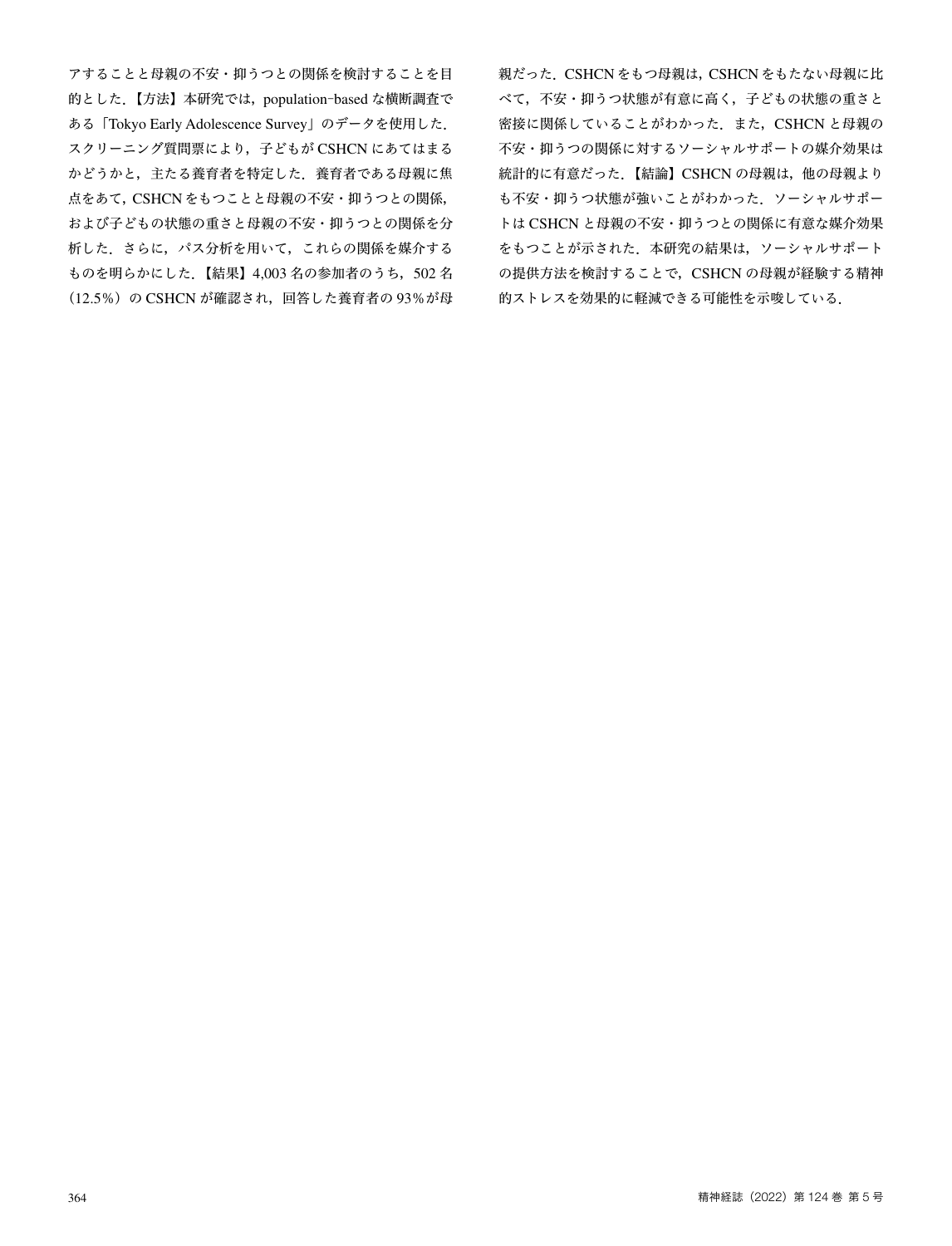アすることと母親の不安・抑うつとの関係を検討することを目的とした．【方法】本研究では，population-based な横断調査である「Tokyo Early Adolescence Survey」のデータを使用した．スクリーニング質問票により，子どもが CSHCN にあてはまるかどうかと，主たる養育者を特定した．養育者である母親に焦点をあて，CSHCN をもつことと母親の不安・抑うつとの関係，および子どもの状態の重さと母親の不安・抑うつとの関係を分析した．さらに，パス分析を用いて，これらの関係を媒介するものを明らかにした．【結果】4,003 名の参加者のうち，502 名（12.5％）の CSHCN が確認され，回答した養育者の 93％が母親だった．CSHCN をもつ母親は，CSHCN をもたない母親に比べて，不安・抑うつ状態が有意に高く，子どもの状態の重さと密接に関係していることがわかった．また，CSHCN と母親の不安・抑うつの関係に対するソーシャルサポートの媒介効果は統計的に有意だった．【結論】CSHCN の母親は，他の母親よりも不安・抑うつ状態が強いことがわかった．ソーシャルサポートは CSHCN と母親の不安・抑うつとの関係に有意な媒介効果をもつことが示された．本研究の結果は，ソーシャルサポートの提供方法を検討することで，CSHCN の母親が経験する精神的ストレスを効果的に軽減できる可能性を示唆している．